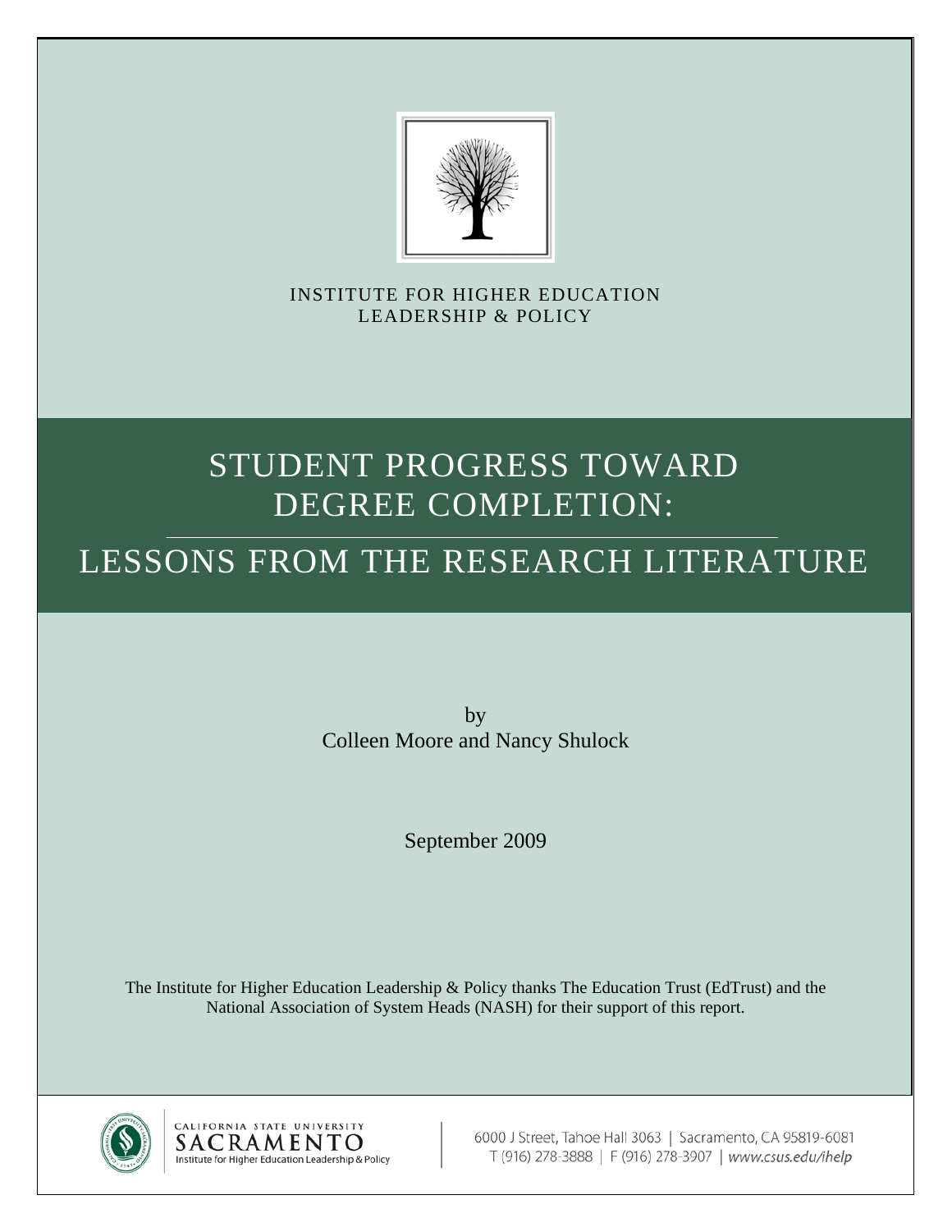INSTITUTE FOR HIGHER EDUCATION
LEADERSHIP & POLICY

# STUDENT PROGRESS TOWARD DEGREE COMPLETION:

# LESSONS FROM THE RESEARCH LITERATURE

by
Colleen Moore and Nancy Shulock

September 2009

The Institute for Higher Education Leadership & Policy thanks The Education Trust (EdTrust) and the National Association of System Heads (NASH) for their support of this report.

CALIFORNIA STATE UNIVERSITY
SACRAMENTO
Institute for Higher Education Leadership & Policy

6000 J Street, Tahoe Hall 3063 | Sacramento, CA 95819-6081
T (916) 278-3888 | F (916) 278-3907 | www.csus.edu/ihelp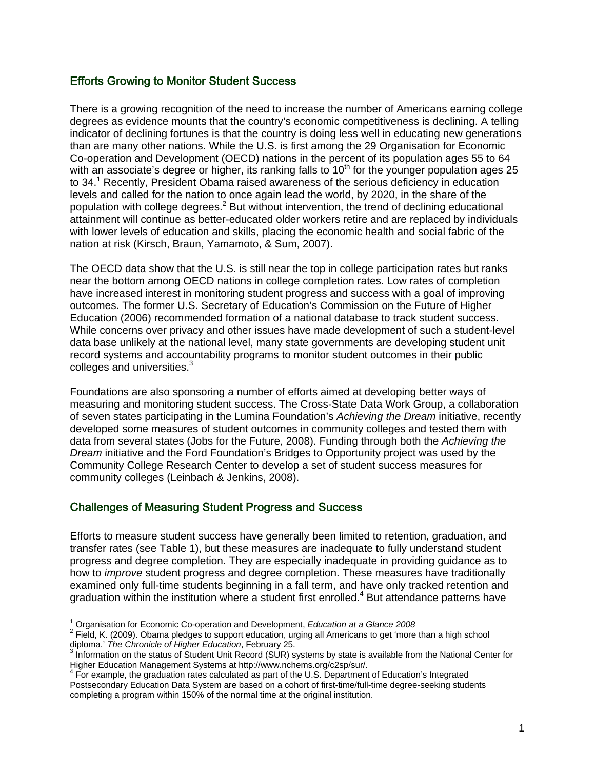## Efforts Growing to Monitor Student Success

There is a growing recognition of the need to increase the number of Americans earning college degrees as evidence mounts that the country's economic competitiveness is declining. A telling indicator of declining fortunes is that the country is doing less well in educating new generations than are many other nations. While the U.S. is first among the 29 Organisation for Economic Co-operation and Development (OECD) nations in the percent of its population ages 55 to 64 with an associate's degree or higher, its ranking falls to 10$^{th}$ for the younger population ages 25 to 34.[1] Recently, President Obama raised awareness of the serious deficiency in education levels and called for the nation to once again lead the world, by 2020, in the share of the population with college degrees.[2] But without intervention, the trend of declining educational attainment will continue as better-educated older workers retire and are replaced by individuals with lower levels of education and skills, placing the economic health and social fabric of the nation at risk (Kirsch, Braun, Yamamoto, & Sum, 2007).

The OECD data show that the U.S. is still near the top in college participation rates but ranks near the bottom among OECD nations in college completion rates. Low rates of completion have increased interest in monitoring student progress and success with a goal of improving outcomes. The former U.S. Secretary of Education's Commission on the Future of Higher Education (2006) recommended formation of a national database to track student success. While concerns over privacy and other issues have made development of such a student-level data base unlikely at the national level, many state governments are developing student unit record systems and accountability programs to monitor student outcomes in their public colleges and universities.[3]

Foundations are also sponsoring a number of efforts aimed at developing better ways of measuring and monitoring student success. The Cross-State Data Work Group, a collaboration of seven states participating in the Lumina Foundation's *Achieving the Dream* initiative, recently developed some measures of student outcomes in community colleges and tested them with data from several states (Jobs for the Future, 2008). Funding through both the *Achieving the Dream* initiative and the Ford Foundation's Bridges to Opportunity project was used by the Community College Research Center to develop a set of student success measures for community colleges (Leinbach & Jenkins, 2008).

## Challenges of Measuring Student Progress and Success

Efforts to measure student success have generally been limited to retention, graduation, and transfer rates (see Table 1), but these measures are inadequate to fully understand student progress and degree completion. They are especially inadequate in providing guidance as to how to *improve* student progress and degree completion. These measures have traditionally examined only full-time students beginning in a fall term, and have only tracked retention and graduation within the institution where a student first enrolled.[4] But attendance patterns have

---

[1] Organisation for Economic Co-operation and Development, *Education at a Glance 2008*

[2] Field, K. (2009). Obama pledges to support education, urging all Americans to get 'more than a high school diploma.' *The Chronicle of Higher Education*, February 25.

[3] Information on the status of Student Unit Record (SUR) systems by state is available from the National Center for Higher Education Management Systems at http://www.nchems.org/c2sp/sur/.

[4] For example, the graduation rates calculated as part of the U.S. Department of Education's Integrated Postsecondary Education Data System are based on a cohort of first-time/full-time degree-seeking students completing a program within 150% of the normal time at the original institution.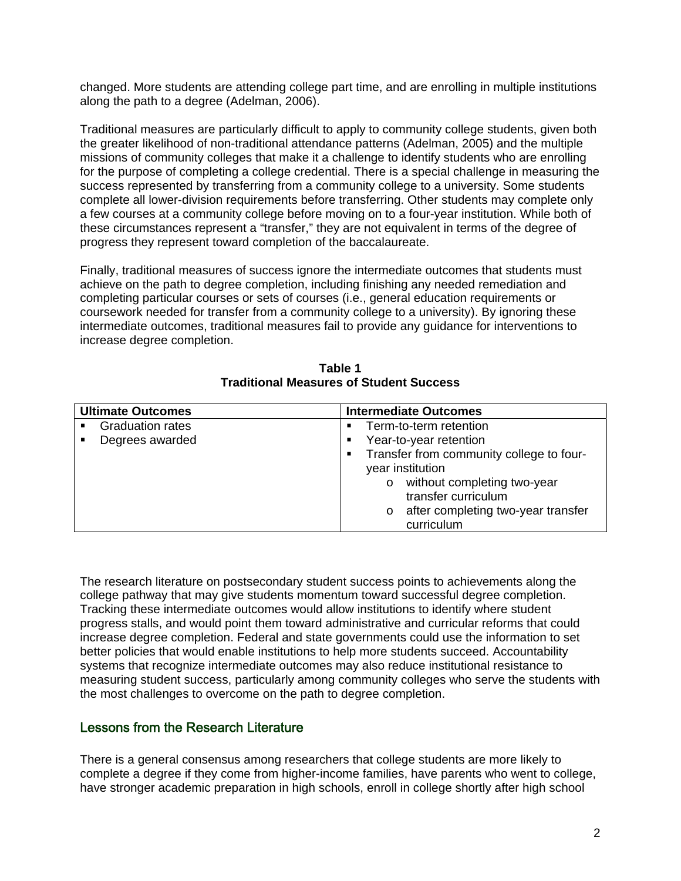changed. More students are attending college part time, and are enrolling in multiple institutions along the path to a degree (Adelman, 2006).

Traditional measures are particularly difficult to apply to community college students, given both the greater likelihood of non-traditional attendance patterns (Adelman, 2005) and the multiple missions of community colleges that make it a challenge to identify students who are enrolling for the purpose of completing a college credential. There is a special challenge in measuring the success represented by transferring from a community college to a university. Some students complete all lower-division requirements before transferring. Other students may complete only a few courses at a community college before moving on to a four-year institution. While both of these circumstances represent a "transfer," they are not equivalent in terms of the degree of progress they represent toward completion of the baccalaureate.

Finally, traditional measures of success ignore the intermediate outcomes that students must achieve on the path to degree completion, including finishing any needed remediation and completing particular courses or sets of courses (i.e., general education requirements or coursework needed for transfer from a community college to a university). By ignoring these intermediate outcomes, traditional measures fail to provide any guidance for interventions to increase degree completion.

**Table 1**
**Traditional Measures of Student Success**

| Ultimate Outcomes | Intermediate Outcomes |
|---|---|
| ▪ Graduation rates<br>▪ Degrees awarded | ▪ Term-to-term retention<br>▪ Year-to-year retention<br>▪ Transfer from community college to four-year institution<br>  o without completing two-year transfer curriculum<br>  o after completing two-year transfer curriculum |

The research literature on postsecondary student success points to achievements along the college pathway that may give students momentum toward successful degree completion. Tracking these intermediate outcomes would allow institutions to identify where student progress stalls, and would point them toward administrative and curricular reforms that could increase degree completion. Federal and state governments could use the information to set better policies that would enable institutions to help more students succeed. Accountability systems that recognize intermediate outcomes may also reduce institutional resistance to measuring student success, particularly among community colleges who serve the students with the most challenges to overcome on the path to degree completion.

## Lessons from the Research Literature

There is a general consensus among researchers that college students are more likely to complete a degree if they come from higher-income families, have parents who went to college, have stronger academic preparation in high schools, enroll in college shortly after high school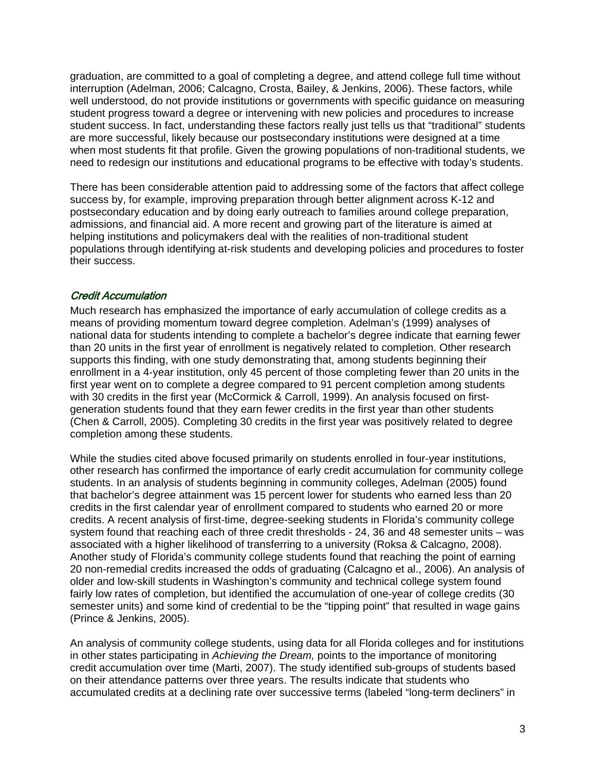graduation, are committed to a goal of completing a degree, and attend college full time without interruption (Adelman, 2006; Calcagno, Crosta, Bailey, & Jenkins, 2006). These factors, while well understood, do not provide institutions or governments with specific guidance on measuring student progress toward a degree or intervening with new policies and procedures to increase student success. In fact, understanding these factors really just tells us that "traditional" students are more successful, likely because our postsecondary institutions were designed at a time when most students fit that profile. Given the growing populations of non-traditional students, we need to redesign our institutions and educational programs to be effective with today's students.

There has been considerable attention paid to addressing some of the factors that affect college success by, for example, improving preparation through better alignment across K-12 and postsecondary education and by doing early outreach to families around college preparation, admissions, and financial aid. A more recent and growing part of the literature is aimed at helping institutions and policymakers deal with the realities of non-traditional student populations through identifying at-risk students and developing policies and procedures to foster their success.

### *Credit Accumulation*

Much research has emphasized the importance of early accumulation of college credits as a means of providing momentum toward degree completion. Adelman's (1999) analyses of national data for students intending to complete a bachelor's degree indicate that earning fewer than 20 units in the first year of enrollment is negatively related to completion. Other research supports this finding, with one study demonstrating that, among students beginning their enrollment in a 4-year institution, only 45 percent of those completing fewer than 20 units in the first year went on to complete a degree compared to 91 percent completion among students with 30 credits in the first year (McCormick & Carroll, 1999). An analysis focused on first-generation students found that they earn fewer credits in the first year than other students (Chen & Carroll, 2005). Completing 30 credits in the first year was positively related to degree completion among these students.

While the studies cited above focused primarily on students enrolled in four-year institutions, other research has confirmed the importance of early credit accumulation for community college students. In an analysis of students beginning in community colleges, Adelman (2005) found that bachelor's degree attainment was 15 percent lower for students who earned less than 20 credits in the first calendar year of enrollment compared to students who earned 20 or more credits. A recent analysis of first-time, degree-seeking students in Florida's community college system found that reaching each of three credit thresholds - 24, 36 and 48 semester units – was associated with a higher likelihood of transferring to a university (Roksa & Calcagno, 2008). Another study of Florida's community college students found that reaching the point of earning 20 non-remedial credits increased the odds of graduating (Calcagno et al., 2006). An analysis of older and low-skill students in Washington's community and technical college system found fairly low rates of completion, but identified the accumulation of one-year of college credits (30 semester units) and some kind of credential to be the "tipping point" that resulted in wage gains (Prince & Jenkins, 2005).

An analysis of community college students, using data for all Florida colleges and for institutions in other states participating in *Achieving the Dream,* points to the importance of monitoring credit accumulation over time (Marti, 2007). The study identified sub-groups of students based on their attendance patterns over three years. The results indicate that students who accumulated credits at a declining rate over successive terms (labeled "long-term decliners" in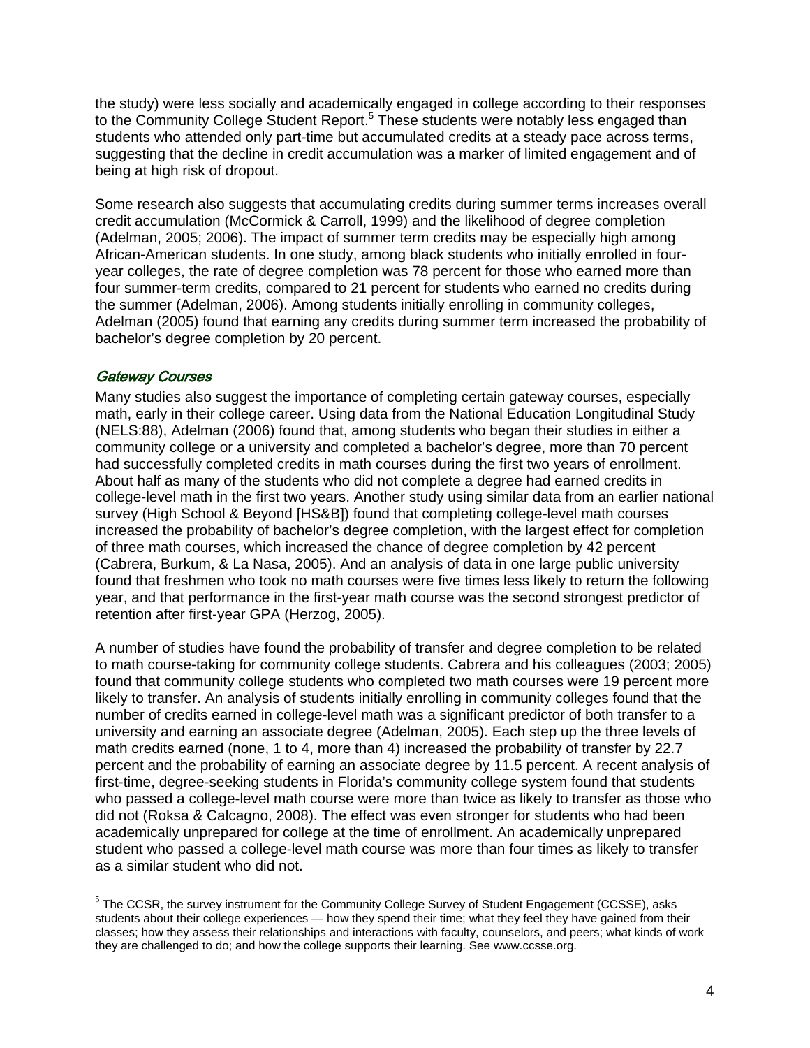the study) were less socially and academically engaged in college according to their responses to the Community College Student Report.[5] These students were notably less engaged than students who attended only part-time but accumulated credits at a steady pace across terms, suggesting that the decline in credit accumulation was a marker of limited engagement and of being at high risk of dropout.

Some research also suggests that accumulating credits during summer terms increases overall credit accumulation (McCormick & Carroll, 1999) and the likelihood of degree completion (Adelman, 2005; 2006). The impact of summer term credits may be especially high among African-American students. In one study, among black students who initially enrolled in four-year colleges, the rate of degree completion was 78 percent for those who earned more than four summer-term credits, compared to 21 percent for students who earned no credits during the summer (Adelman, 2006). Among students initially enrolling in community colleges, Adelman (2005) found that earning any credits during summer term increased the probability of bachelor's degree completion by 20 percent.

### *Gateway Courses*

Many studies also suggest the importance of completing certain gateway courses, especially math, early in their college career. Using data from the National Education Longitudinal Study (NELS:88), Adelman (2006) found that, among students who began their studies in either a community college or a university and completed a bachelor's degree, more than 70 percent had successfully completed credits in math courses during the first two years of enrollment. About half as many of the students who did not complete a degree had earned credits in college-level math in the first two years. Another study using similar data from an earlier national survey (High School & Beyond [HS&B]) found that completing college-level math courses increased the probability of bachelor's degree completion, with the largest effect for completion of three math courses, which increased the chance of degree completion by 42 percent (Cabrera, Burkum, & La Nasa, 2005). And an analysis of data in one large public university found that freshmen who took no math courses were five times less likely to return the following year, and that performance in the first-year math course was the second strongest predictor of retention after first-year GPA (Herzog, 2005).

A number of studies have found the probability of transfer and degree completion to be related to math course-taking for community college students. Cabrera and his colleagues (2003; 2005) found that community college students who completed two math courses were 19 percent more likely to transfer. An analysis of students initially enrolling in community colleges found that the number of credits earned in college-level math was a significant predictor of both transfer to a university and earning an associate degree (Adelman, 2005). Each step up the three levels of math credits earned (none, 1 to 4, more than 4) increased the probability of transfer by 22.7 percent and the probability of earning an associate degree by 11.5 percent. A recent analysis of first-time, degree-seeking students in Florida's community college system found that students who passed a college-level math course were more than twice as likely to transfer as those who did not (Roksa & Calcagno, 2008). The effect was even stronger for students who had been academically unprepared for college at the time of enrollment. An academically unprepared student who passed a college-level math course was more than four times as likely to transfer as a similar student who did not.

---

[5] The CCSR, the survey instrument for the Community College Survey of Student Engagement (CCSSE), asks students about their college experiences — how they spend their time; what they feel they have gained from their classes; how they assess their relationships and interactions with faculty, counselors, and peers; what kinds of work they are challenged to do; and how the college supports their learning. See www.ccsse.org.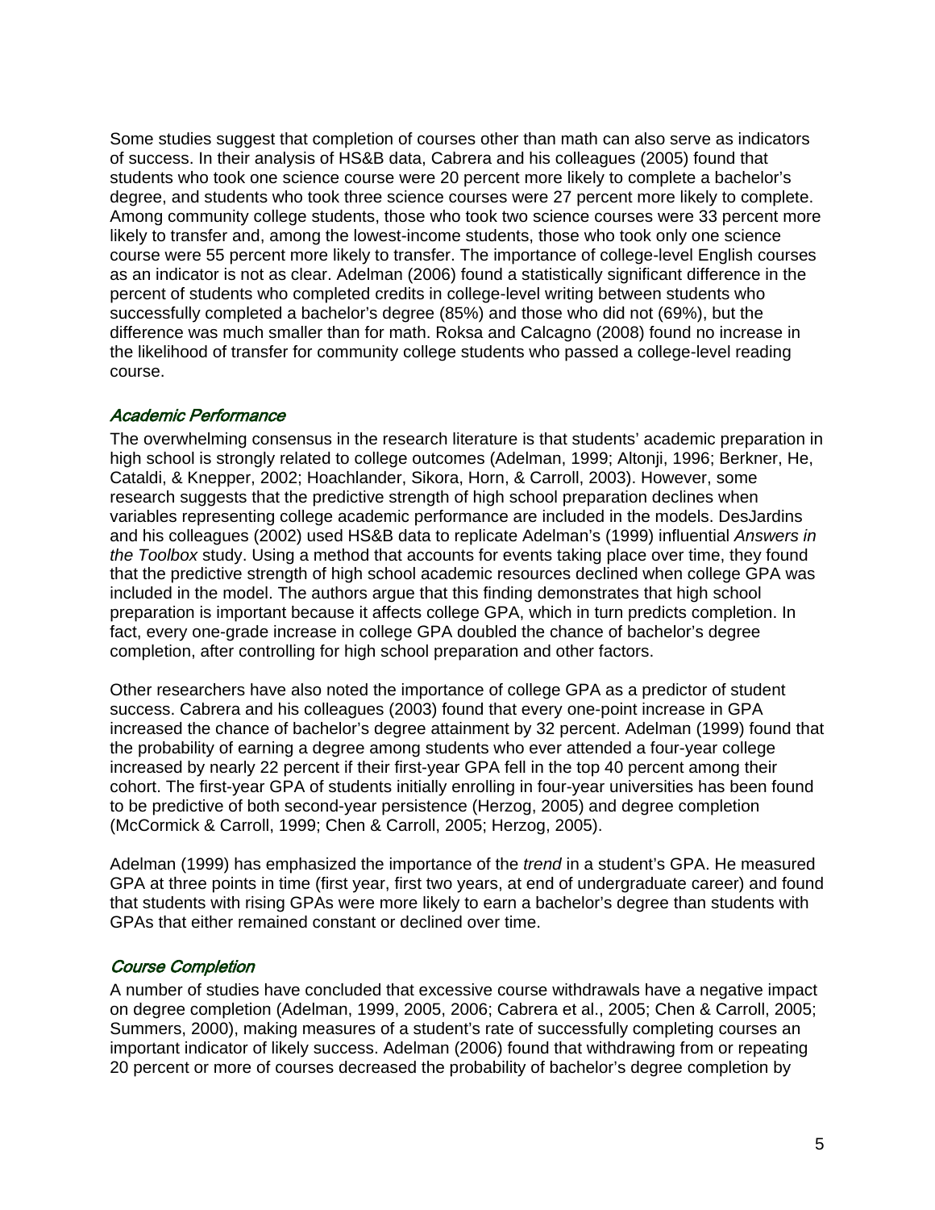Some studies suggest that completion of courses other than math can also serve as indicators of success. In their analysis of HS&B data, Cabrera and his colleagues (2005) found that students who took one science course were 20 percent more likely to complete a bachelor's degree, and students who took three science courses were 27 percent more likely to complete. Among community college students, those who took two science courses were 33 percent more likely to transfer and, among the lowest-income students, those who took only one science course were 55 percent more likely to transfer. The importance of college-level English courses as an indicator is not as clear. Adelman (2006) found a statistically significant difference in the percent of students who completed credits in college-level writing between students who successfully completed a bachelor's degree (85%) and those who did not (69%), but the difference was much smaller than for math. Roksa and Calcagno (2008) found no increase in the likelihood of transfer for community college students who passed a college-level reading course.

### *Academic Performance*

The overwhelming consensus in the research literature is that students' academic preparation in high school is strongly related to college outcomes (Adelman, 1999; Altonji, 1996; Berkner, He, Cataldi, & Knepper, 2002; Hoachlander, Sikora, Horn, & Carroll, 2003). However, some research suggests that the predictive strength of high school preparation declines when variables representing college academic performance are included in the models. DesJardins and his colleagues (2002) used HS&B data to replicate Adelman's (1999) influential *Answers in the Toolbox* study. Using a method that accounts for events taking place over time, they found that the predictive strength of high school academic resources declined when college GPA was included in the model. The authors argue that this finding demonstrates that high school preparation is important because it affects college GPA, which in turn predicts completion. In fact, every one-grade increase in college GPA doubled the chance of bachelor's degree completion, after controlling for high school preparation and other factors.

Other researchers have also noted the importance of college GPA as a predictor of student success. Cabrera and his colleagues (2003) found that every one-point increase in GPA increased the chance of bachelor's degree attainment by 32 percent. Adelman (1999) found that the probability of earning a degree among students who ever attended a four-year college increased by nearly 22 percent if their first-year GPA fell in the top 40 percent among their cohort. The first-year GPA of students initially enrolling in four-year universities has been found to be predictive of both second-year persistence (Herzog, 2005) and degree completion (McCormick & Carroll, 1999; Chen & Carroll, 2005; Herzog, 2005).

Adelman (1999) has emphasized the importance of the *trend* in a student's GPA. He measured GPA at three points in time (first year, first two years, at end of undergraduate career) and found that students with rising GPAs were more likely to earn a bachelor's degree than students with GPAs that either remained constant or declined over time.

### *Course Completion*

A number of studies have concluded that excessive course withdrawals have a negative impact on degree completion (Adelman, 1999, 2005, 2006; Cabrera et al., 2005; Chen & Carroll, 2005; Summers, 2000), making measures of a student's rate of successfully completing courses an important indicator of likely success. Adelman (2006) found that withdrawing from or repeating 20 percent or more of courses decreased the probability of bachelor's degree completion by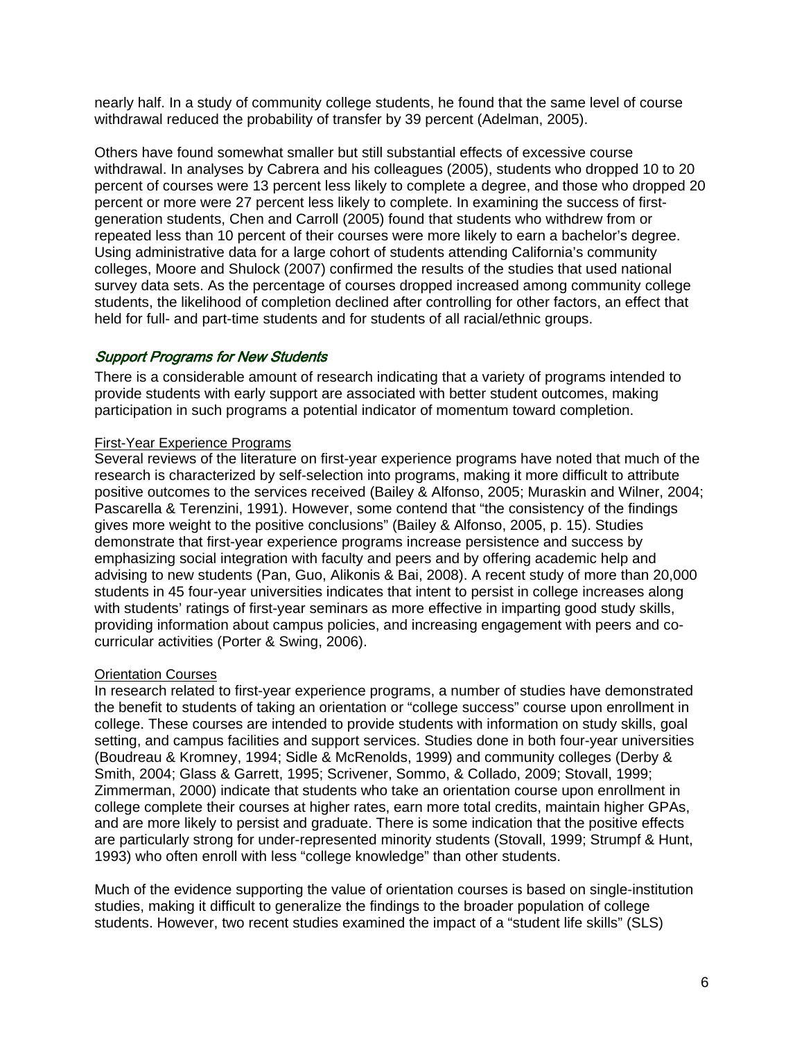nearly half. In a study of community college students, he found that the same level of course withdrawal reduced the probability of transfer by 39 percent (Adelman, 2005).

Others have found somewhat smaller but still substantial effects of excessive course withdrawal. In analyses by Cabrera and his colleagues (2005), students who dropped 10 to 20 percent of courses were 13 percent less likely to complete a degree, and those who dropped 20 percent or more were 27 percent less likely to complete. In examining the success of first-generation students, Chen and Carroll (2005) found that students who withdrew from or repeated less than 10 percent of their courses were more likely to earn a bachelor's degree. Using administrative data for a large cohort of students attending California's community colleges, Moore and Shulock (2007) confirmed the results of the studies that used national survey data sets. As the percentage of courses dropped increased among community college students, the likelihood of completion declined after controlling for other factors, an effect that held for full- and part-time students and for students of all racial/ethnic groups.

### *Support Programs for New Students*

There is a considerable amount of research indicating that a variety of programs intended to provide students with early support are associated with better student outcomes, making participation in such programs a potential indicator of momentum toward completion.

#### First-Year Experience Programs

Several reviews of the literature on first-year experience programs have noted that much of the research is characterized by self-selection into programs, making it more difficult to attribute positive outcomes to the services received (Bailey & Alfonso, 2005; Muraskin and Wilner, 2004; Pascarella & Terenzini, 1991). However, some contend that "the consistency of the findings gives more weight to the positive conclusions" (Bailey & Alfonso, 2005, p. 15). Studies demonstrate that first-year experience programs increase persistence and success by emphasizing social integration with faculty and peers and by offering academic help and advising to new students (Pan, Guo, Alikonis & Bai, 2008). A recent study of more than 20,000 students in 45 four-year universities indicates that intent to persist in college increases along with students' ratings of first-year seminars as more effective in imparting good study skills, providing information about campus policies, and increasing engagement with peers and co-curricular activities (Porter & Swing, 2006).

#### Orientation Courses

In research related to first-year experience programs, a number of studies have demonstrated the benefit to students of taking an orientation or "college success" course upon enrollment in college. These courses are intended to provide students with information on study skills, goal setting, and campus facilities and support services. Studies done in both four-year universities (Boudreau & Kromney, 1994; Sidle & McRenolds, 1999) and community colleges (Derby & Smith, 2004; Glass & Garrett, 1995; Scrivener, Sommo, & Collado, 2009; Stovall, 1999; Zimmerman, 2000) indicate that students who take an orientation course upon enrollment in college complete their courses at higher rates, earn more total credits, maintain higher GPAs, and are more likely to persist and graduate. There is some indication that the positive effects are particularly strong for under-represented minority students (Stovall, 1999; Strumpf & Hunt, 1993) who often enroll with less "college knowledge" than other students.

Much of the evidence supporting the value of orientation courses is based on single-institution studies, making it difficult to generalize the findings to the broader population of college students. However, two recent studies examined the impact of a "student life skills" (SLS)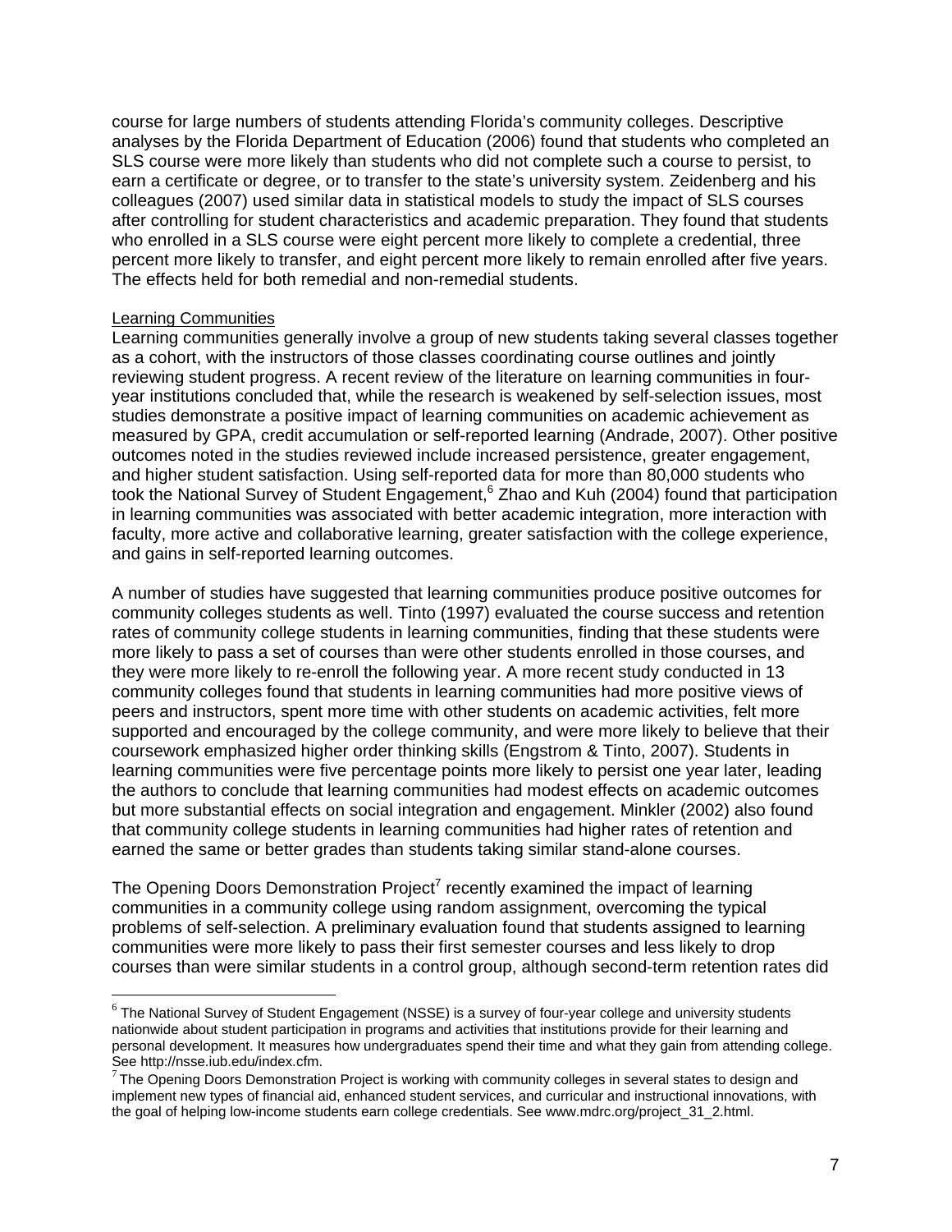course for large numbers of students attending Florida's community colleges. Descriptive analyses by the Florida Department of Education (2006) found that students who completed an SLS course were more likely than students who did not complete such a course to persist, to earn a certificate or degree, or to transfer to the state's university system. Zeidenberg and his colleagues (2007) used similar data in statistical models to study the impact of SLS courses after controlling for student characteristics and academic preparation. They found that students who enrolled in a SLS course were eight percent more likely to complete a credential, three percent more likely to transfer, and eight percent more likely to remain enrolled after five years. The effects held for both remedial and non-remedial students.

### Learning Communities

Learning communities generally involve a group of new students taking several classes together as a cohort, with the instructors of those classes coordinating course outlines and jointly reviewing student progress. A recent review of the literature on learning communities in four-year institutions concluded that, while the research is weakened by self-selection issues, most studies demonstrate a positive impact of learning communities on academic achievement as measured by GPA, credit accumulation or self-reported learning (Andrade, 2007). Other positive outcomes noted in the studies reviewed include increased persistence, greater engagement, and higher student satisfaction. Using self-reported data for more than 80,000 students who took the National Survey of Student Engagement,[6] Zhao and Kuh (2004) found that participation in learning communities was associated with better academic integration, more interaction with faculty, more active and collaborative learning, greater satisfaction with the college experience, and gains in self-reported learning outcomes.

A number of studies have suggested that learning communities produce positive outcomes for community colleges students as well. Tinto (1997) evaluated the course success and retention rates of community college students in learning communities, finding that these students were more likely to pass a set of courses than were other students enrolled in those courses, and they were more likely to re-enroll the following year. A more recent study conducted in 13 community colleges found that students in learning communities had more positive views of peers and instructors, spent more time with other students on academic activities, felt more supported and encouraged by the college community, and were more likely to believe that their coursework emphasized higher order thinking skills (Engstrom & Tinto, 2007). Students in learning communities were five percentage points more likely to persist one year later, leading the authors to conclude that learning communities had modest effects on academic outcomes but more substantial effects on social integration and engagement. Minkler (2002) also found that community college students in learning communities had higher rates of retention and earned the same or better grades than students taking similar stand-alone courses.

The Opening Doors Demonstration Project[7] recently examined the impact of learning communities in a community college using random assignment, overcoming the typical problems of self-selection. A preliminary evaluation found that students assigned to learning communities were more likely to pass their first semester courses and less likely to drop courses than were similar students in a control group, although second-term retention rates did

---

[6] The National Survey of Student Engagement (NSSE) is a survey of four-year college and university students nationwide about student participation in programs and activities that institutions provide for their learning and personal development. It measures how undergraduates spend their time and what they gain from attending college. See http://nsse.iub.edu/index.cfm.

[7] The Opening Doors Demonstration Project is working with community colleges in several states to design and implement new types of financial aid, enhanced student services, and curricular and instructional innovations, with the goal of helping low-income students earn college credentials. See www.mdrc.org/project_31_2.html.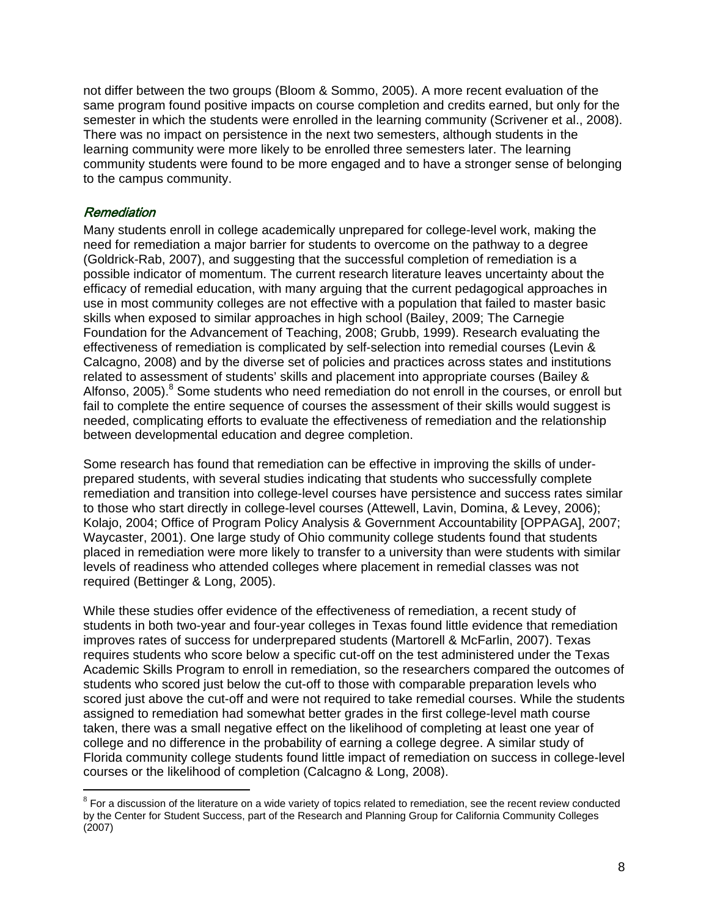not differ between the two groups (Bloom & Sommo, 2005). A more recent evaluation of the same program found positive impacts on course completion and credits earned, but only for the semester in which the students were enrolled in the learning community (Scrivener et al., 2008). There was no impact on persistence in the next two semesters, although students in the learning community were more likely to be enrolled three semesters later. The learning community students were found to be more engaged and to have a stronger sense of belonging to the campus community.

### *Remediation*

Many students enroll in college academically unprepared for college-level work, making the need for remediation a major barrier for students to overcome on the pathway to a degree (Goldrick-Rab, 2007), and suggesting that the successful completion of remediation is a possible indicator of momentum. The current research literature leaves uncertainty about the efficacy of remedial education, with many arguing that the current pedagogical approaches in use in most community colleges are not effective with a population that failed to master basic skills when exposed to similar approaches in high school (Bailey, 2009; The Carnegie Foundation for the Advancement of Teaching, 2008; Grubb, 1999). Research evaluating the effectiveness of remediation is complicated by self-selection into remedial courses (Levin & Calcagno, 2008) and by the diverse set of policies and practices across states and institutions related to assessment of students' skills and placement into appropriate courses (Bailey & Alfonso, 2005).[8] Some students who need remediation do not enroll in the courses, or enroll but fail to complete the entire sequence of courses the assessment of their skills would suggest is needed, complicating efforts to evaluate the effectiveness of remediation and the relationship between developmental education and degree completion.

Some research has found that remediation can be effective in improving the skills of under-prepared students, with several studies indicating that students who successfully complete remediation and transition into college-level courses have persistence and success rates similar to those who start directly in college-level courses (Attewell, Lavin, Domina, & Levey, 2006); Kolajo, 2004; Office of Program Policy Analysis & Government Accountability [OPPAGA], 2007; Waycaster, 2001). One large study of Ohio community college students found that students placed in remediation were more likely to transfer to a university than were students with similar levels of readiness who attended colleges where placement in remedial classes was not required (Bettinger & Long, 2005).

While these studies offer evidence of the effectiveness of remediation, a recent study of students in both two-year and four-year colleges in Texas found little evidence that remediation improves rates of success for underprepared students (Martorell & McFarlin, 2007). Texas requires students who score below a specific cut-off on the test administered under the Texas Academic Skills Program to enroll in remediation, so the researchers compared the outcomes of students who scored just below the cut-off to those with comparable preparation levels who scored just above the cut-off and were not required to take remedial courses. While the students assigned to remediation had somewhat better grades in the first college-level math course taken, there was a small negative effect on the likelihood of completing at least one year of college and no difference in the probability of earning a college degree. A similar study of Florida community college students found little impact of remediation on success in college-level courses or the likelihood of completion (Calcagno & Long, 2008).

[8] For a discussion of the literature on a wide variety of topics related to remediation, see the recent review conducted by the Center for Student Success, part of the Research and Planning Group for California Community Colleges (2007)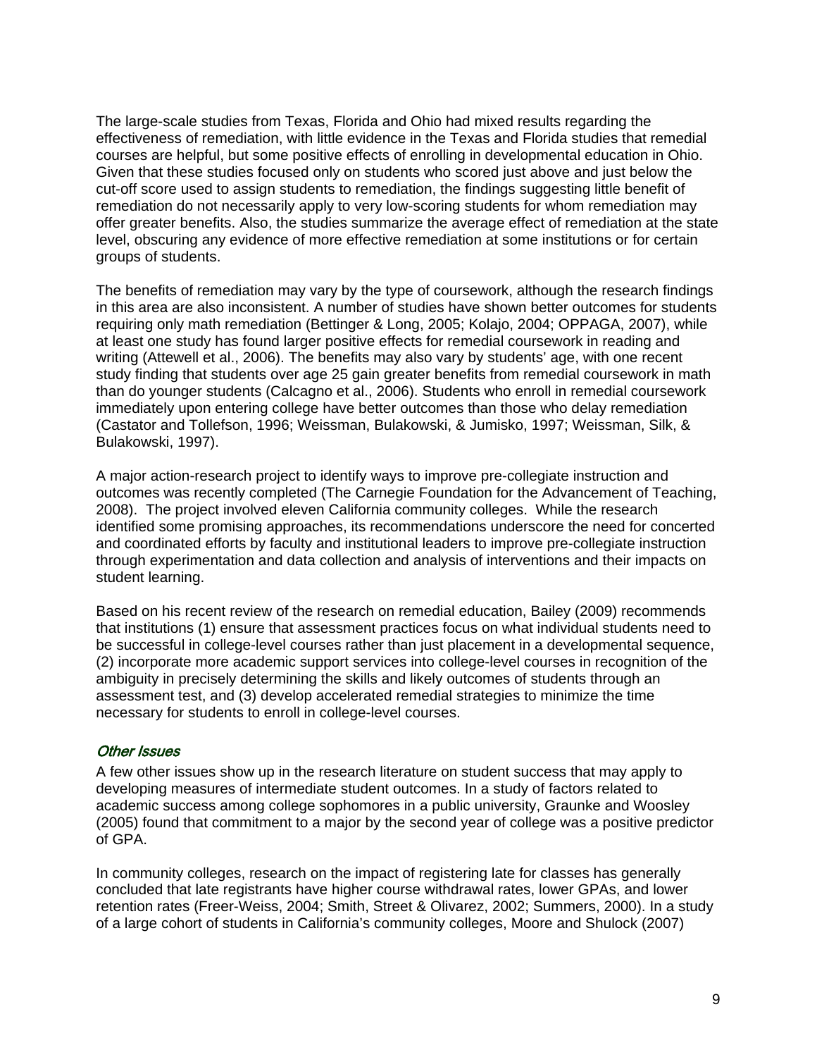The large-scale studies from Texas, Florida and Ohio had mixed results regarding the effectiveness of remediation, with little evidence in the Texas and Florida studies that remedial courses are helpful, but some positive effects of enrolling in developmental education in Ohio. Given that these studies focused only on students who scored just above and just below the cut-off score used to assign students to remediation, the findings suggesting little benefit of remediation do not necessarily apply to very low-scoring students for whom remediation may offer greater benefits. Also, the studies summarize the average effect of remediation at the state level, obscuring any evidence of more effective remediation at some institutions or for certain groups of students.

The benefits of remediation may vary by the type of coursework, although the research findings in this area are also inconsistent. A number of studies have shown better outcomes for students requiring only math remediation (Bettinger & Long, 2005; Kolajo, 2004; OPPAGA, 2007), while at least one study has found larger positive effects for remedial coursework in reading and writing (Attewell et al., 2006). The benefits may also vary by students' age, with one recent study finding that students over age 25 gain greater benefits from remedial coursework in math than do younger students (Calcagno et al., 2006). Students who enroll in remedial coursework immediately upon entering college have better outcomes than those who delay remediation (Castator and Tollefson, 1996; Weissman, Bulakowski, & Jumisko, 1997; Weissman, Silk, & Bulakowski, 1997).

A major action-research project to identify ways to improve pre-collegiate instruction and outcomes was recently completed (The Carnegie Foundation for the Advancement of Teaching, 2008). The project involved eleven California community colleges. While the research identified some promising approaches, its recommendations underscore the need for concerted and coordinated efforts by faculty and institutional leaders to improve pre-collegiate instruction through experimentation and data collection and analysis of interventions and their impacts on student learning.

Based on his recent review of the research on remedial education, Bailey (2009) recommends that institutions (1) ensure that assessment practices focus on what individual students need to be successful in college-level courses rather than just placement in a developmental sequence, (2) incorporate more academic support services into college-level courses in recognition of the ambiguity in precisely determining the skills and likely outcomes of students through an assessment test, and (3) develop accelerated remedial strategies to minimize the time necessary for students to enroll in college-level courses.

### *Other Issues*

A few other issues show up in the research literature on student success that may apply to developing measures of intermediate student outcomes. In a study of factors related to academic success among college sophomores in a public university, Graunke and Woosley (2005) found that commitment to a major by the second year of college was a positive predictor of GPA.

In community colleges, research on the impact of registering late for classes has generally concluded that late registrants have higher course withdrawal rates, lower GPAs, and lower retention rates (Freer-Weiss, 2004; Smith, Street & Olivarez, 2002; Summers, 2000). In a study of a large cohort of students in California's community colleges, Moore and Shulock (2007)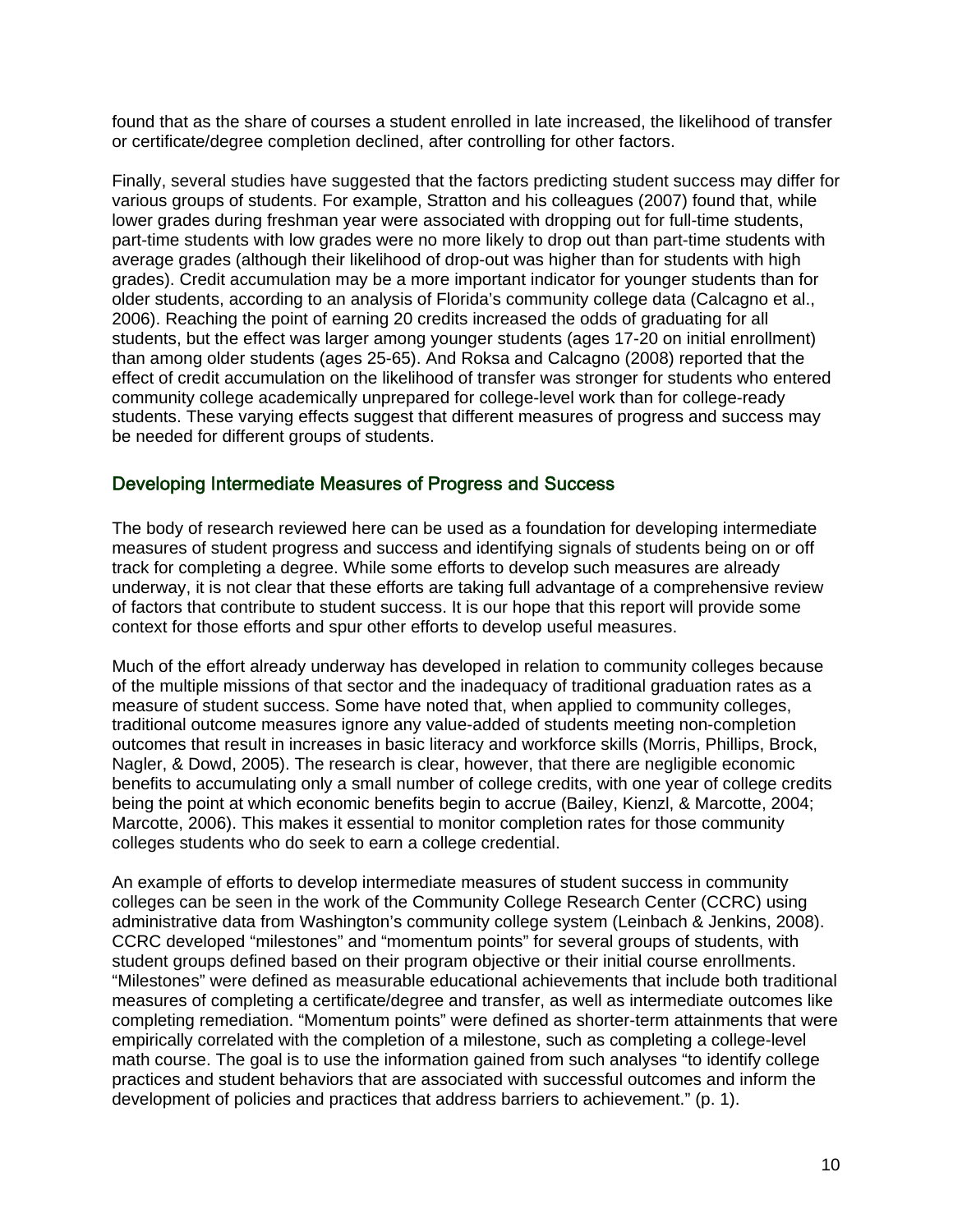found that as the share of courses a student enrolled in late increased, the likelihood of transfer or certificate/degree completion declined, after controlling for other factors.

Finally, several studies have suggested that the factors predicting student success may differ for various groups of students. For example, Stratton and his colleagues (2007) found that, while lower grades during freshman year were associated with dropping out for full-time students, part-time students with low grades were no more likely to drop out than part-time students with average grades (although their likelihood of drop-out was higher than for students with high grades). Credit accumulation may be a more important indicator for younger students than for older students, according to an analysis of Florida's community college data (Calcagno et al., 2006). Reaching the point of earning 20 credits increased the odds of graduating for all students, but the effect was larger among younger students (ages 17-20 on initial enrollment) than among older students (ages 25-65). And Roksa and Calcagno (2008) reported that the effect of credit accumulation on the likelihood of transfer was stronger for students who entered community college academically unprepared for college-level work than for college-ready students. These varying effects suggest that different measures of progress and success may be needed for different groups of students.

## Developing Intermediate Measures of Progress and Success

The body of research reviewed here can be used as a foundation for developing intermediate measures of student progress and success and identifying signals of students being on or off track for completing a degree. While some efforts to develop such measures are already underway, it is not clear that these efforts are taking full advantage of a comprehensive review of factors that contribute to student success. It is our hope that this report will provide some context for those efforts and spur other efforts to develop useful measures.

Much of the effort already underway has developed in relation to community colleges because of the multiple missions of that sector and the inadequacy of traditional graduation rates as a measure of student success. Some have noted that, when applied to community colleges, traditional outcome measures ignore any value-added of students meeting non-completion outcomes that result in increases in basic literacy and workforce skills (Morris, Phillips, Brock, Nagler, & Dowd, 2005). The research is clear, however, that there are negligible economic benefits to accumulating only a small number of college credits, with one year of college credits being the point at which economic benefits begin to accrue (Bailey, Kienzl, & Marcotte, 2004; Marcotte, 2006). This makes it essential to monitor completion rates for those community colleges students who do seek to earn a college credential.

An example of efforts to develop intermediate measures of student success in community colleges can be seen in the work of the Community College Research Center (CCRC) using administrative data from Washington's community college system (Leinbach & Jenkins, 2008). CCRC developed "milestones" and "momentum points" for several groups of students, with student groups defined based on their program objective or their initial course enrollments. "Milestones" were defined as measurable educational achievements that include both traditional measures of completing a certificate/degree and transfer, as well as intermediate outcomes like completing remediation. "Momentum points" were defined as shorter-term attainments that were empirically correlated with the completion of a milestone, such as completing a college-level math course. The goal is to use the information gained from such analyses "to identify college practices and student behaviors that are associated with successful outcomes and inform the development of policies and practices that address barriers to achievement." (p. 1).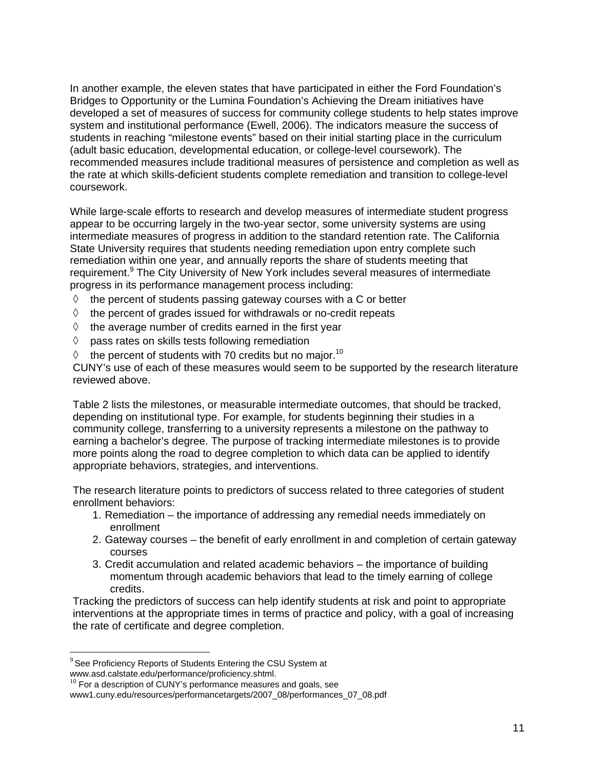In another example, the eleven states that have participated in either the Ford Foundation's Bridges to Opportunity or the Lumina Foundation's Achieving the Dream initiatives have developed a set of measures of success for community college students to help states improve system and institutional performance (Ewell, 2006). The indicators measure the success of students in reaching "milestone events" based on their initial starting place in the curriculum (adult basic education, developmental education, or college-level coursework). The recommended measures include traditional measures of persistence and completion as well as the rate at which skills-deficient students complete remediation and transition to college-level coursework.

While large-scale efforts to research and develop measures of intermediate student progress appear to be occurring largely in the two-year sector, some university systems are using intermediate measures of progress in addition to the standard retention rate. The California State University requires that students needing remediation upon entry complete such remediation within one year, and annually reports the share of students meeting that requirement.[9] The City University of New York includes several measures of intermediate progress in its performance management process including:

- the percent of students passing gateway courses with a C or better
- the percent of grades issued for withdrawals or no-credit repeats
- the average number of credits earned in the first year
- pass rates on skills tests following remediation
- the percent of students with 70 credits but no major.[10]

CUNY's use of each of these measures would seem to be supported by the research literature reviewed above.

Table 2 lists the milestones, or measurable intermediate outcomes, that should be tracked, depending on institutional type. For example, for students beginning their studies in a community college, transferring to a university represents a milestone on the pathway to earning a bachelor's degree. The purpose of tracking intermediate milestones is to provide more points along the road to degree completion to which data can be applied to identify appropriate behaviors, strategies, and interventions.

The research literature points to predictors of success related to three categories of student enrollment behaviors:

1. Remediation – the importance of addressing any remedial needs immediately on enrollment
2. Gateway courses – the benefit of early enrollment in and completion of certain gateway courses
3. Credit accumulation and related academic behaviors – the importance of building momentum through academic behaviors that lead to the timely earning of college credits.

Tracking the predictors of success can help identify students at risk and point to appropriate interventions at the appropriate times in terms of practice and policy, with a goal of increasing the rate of certificate and degree completion.

---

[9] See Proficiency Reports of Students Entering the CSU System at www.asd.calstate.edu/performance/proficiency.shtml.

[10] For a description of CUNY's performance measures and goals, see www1.cuny.edu/resources/performancetargets/2007_08/performances_07_08.pdf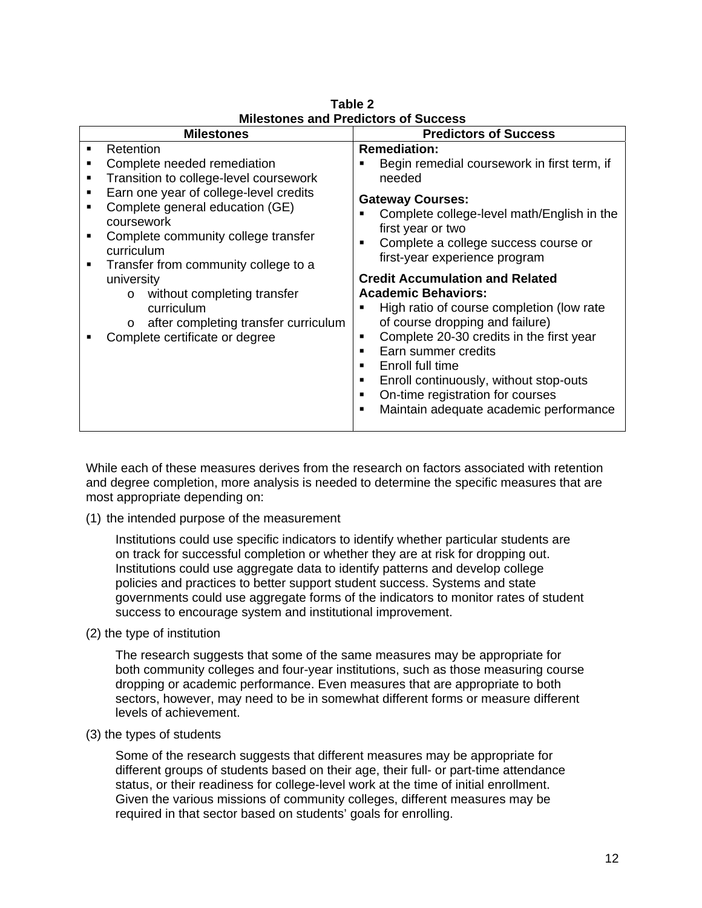**Table 2**
**Milestones and Predictors of Success**

| Milestones | Predictors of Success |
|---|---|
| ▪ Retention<br>▪ Complete needed remediation<br>▪ Transition to college-level coursework<br>▪ Earn one year of college-level credits<br>▪ Complete general education (GE) coursework<br>▪ Complete community college transfer curriculum<br>▪ Transfer from community college to a university<br>&nbsp;&nbsp;&nbsp;&nbsp;o without completing transfer curriculum<br>&nbsp;&nbsp;&nbsp;&nbsp;o after completing transfer curriculum<br>▪ Complete certificate or degree | **Remediation:**<br>▪ Begin remedial coursework in first term, if needed<br>**Gateway Courses:**<br>▪ Complete college-level math/English in the first year or two<br>▪ Complete a college success course or first-year experience program<br>**Credit Accumulation and Related Academic Behaviors:**<br>▪ High ratio of course completion (low rate of course dropping and failure)<br>▪ Complete 20-30 credits in the first year<br>▪ Earn summer credits<br>▪ Enroll full time<br>▪ Enroll continuously, without stop-outs<br>▪ On-time registration for courses<br>▪ Maintain adequate academic performance |

While each of these measures derives from the research on factors associated with retention and degree completion, more analysis is needed to determine the specific measures that are most appropriate depending on:

(1) the intended purpose of the measurement

> Institutions could use specific indicators to identify whether particular students are on track for successful completion or whether they are at risk for dropping out. Institutions could use aggregate data to identify patterns and develop college policies and practices to better support student success. Systems and state governments could use aggregate forms of the indicators to monitor rates of student success to encourage system and institutional improvement.

(2) the type of institution

> The research suggests that some of the same measures may be appropriate for both community colleges and four-year institutions, such as those measuring course dropping or academic performance. Even measures that are appropriate to both sectors, however, may need to be in somewhat different forms or measure different levels of achievement.

(3) the types of students

> Some of the research suggests that different measures may be appropriate for different groups of students based on their age, their full- or part-time attendance status, or their readiness for college-level work at the time of initial enrollment. Given the various missions of community colleges, different measures may be required in that sector based on students' goals for enrolling.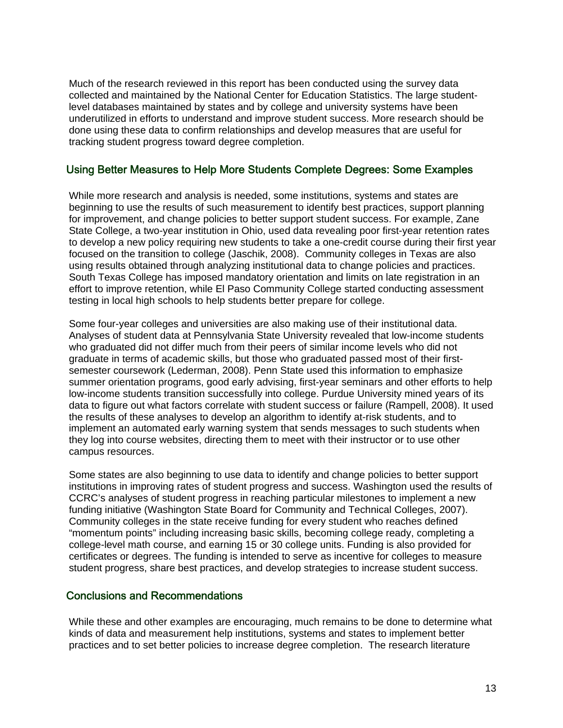Much of the research reviewed in this report has been conducted using the survey data collected and maintained by the National Center for Education Statistics. The large student-level databases maintained by states and by college and university systems have been underutilized in efforts to understand and improve student success. More research should be done using these data to confirm relationships and develop measures that are useful for tracking student progress toward degree completion.

## Using Better Measures to Help More Students Complete Degrees: Some Examples

While more research and analysis is needed, some institutions, systems and states are beginning to use the results of such measurement to identify best practices, support planning for improvement, and change policies to better support student success. For example, Zane State College, a two-year institution in Ohio, used data revealing poor first-year retention rates to develop a new policy requiring new students to take a one-credit course during their first year focused on the transition to college (Jaschik, 2008). Community colleges in Texas are also using results obtained through analyzing institutional data to change policies and practices. South Texas College has imposed mandatory orientation and limits on late registration in an effort to improve retention, while El Paso Community College started conducting assessment testing in local high schools to help students better prepare for college.

Some four-year colleges and universities are also making use of their institutional data. Analyses of student data at Pennsylvania State University revealed that low-income students who graduated did not differ much from their peers of similar income levels who did not graduate in terms of academic skills, but those who graduated passed most of their first-semester coursework (Lederman, 2008). Penn State used this information to emphasize summer orientation programs, good early advising, first-year seminars and other efforts to help low-income students transition successfully into college. Purdue University mined years of its data to figure out what factors correlate with student success or failure (Rampell, 2008). It used the results of these analyses to develop an algorithm to identify at-risk students, and to implement an automated early warning system that sends messages to such students when they log into course websites, directing them to meet with their instructor or to use other campus resources.

Some states are also beginning to use data to identify and change policies to better support institutions in improving rates of student progress and success. Washington used the results of CCRC's analyses of student progress in reaching particular milestones to implement a new funding initiative (Washington State Board for Community and Technical Colleges, 2007). Community colleges in the state receive funding for every student who reaches defined "momentum points" including increasing basic skills, becoming college ready, completing a college-level math course, and earning 15 or 30 college units. Funding is also provided for certificates or degrees. The funding is intended to serve as incentive for colleges to measure student progress, share best practices, and develop strategies to increase student success.

## Conclusions and Recommendations

While these and other examples are encouraging, much remains to be done to determine what kinds of data and measurement help institutions, systems and states to implement better practices and to set better policies to increase degree completion. The research literature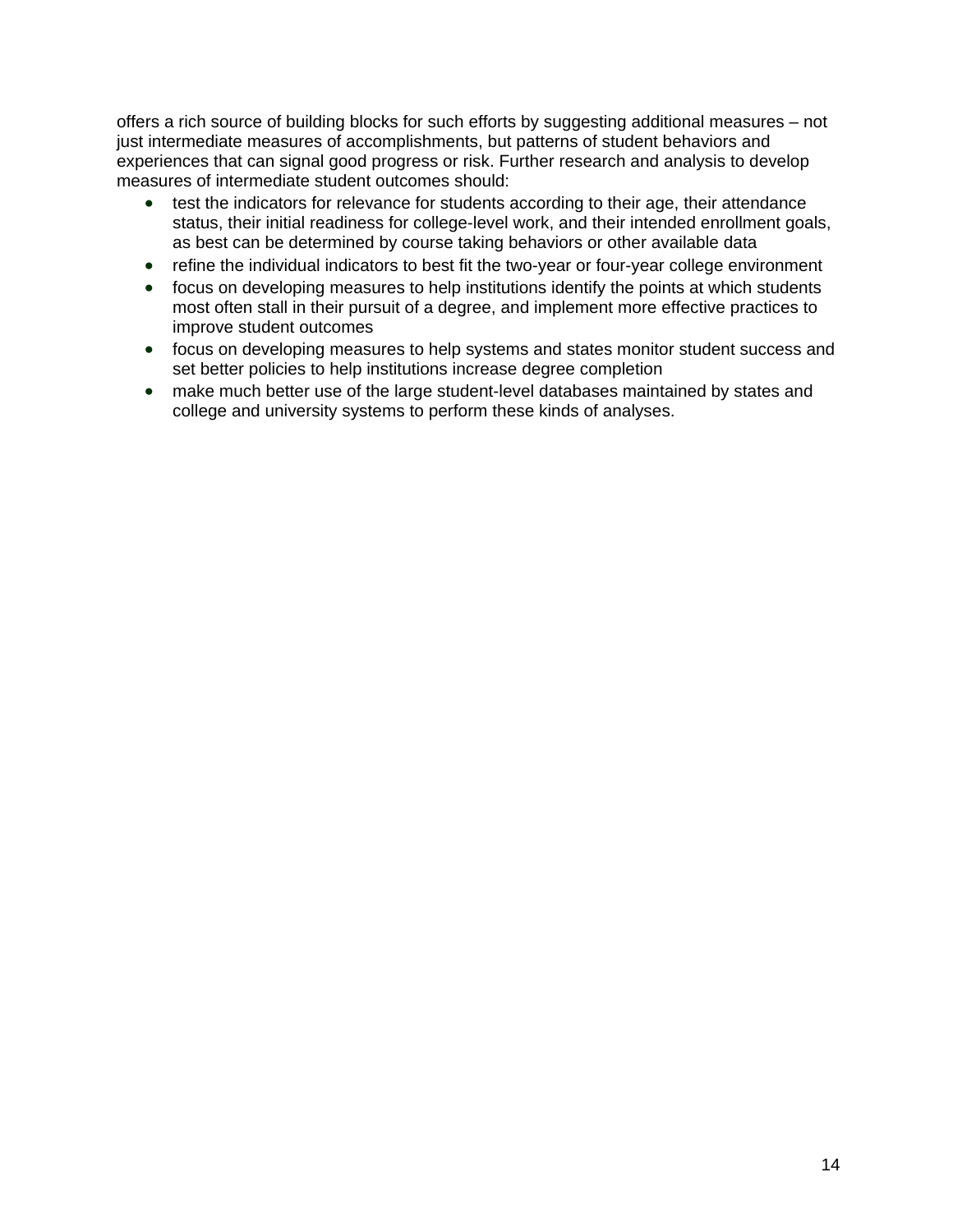offers a rich source of building blocks for such efforts by suggesting additional measures – not just intermediate measures of accomplishments, but patterns of student behaviors and experiences that can signal good progress or risk. Further research and analysis to develop measures of intermediate student outcomes should:

- test the indicators for relevance for students according to their age, their attendance status, their initial readiness for college-level work, and their intended enrollment goals, as best can be determined by course taking behaviors or other available data
- refine the individual indicators to best fit the two-year or four-year college environment
- focus on developing measures to help institutions identify the points at which students most often stall in their pursuit of a degree, and implement more effective practices to improve student outcomes
- focus on developing measures to help systems and states monitor student success and set better policies to help institutions increase degree completion
- make much better use of the large student-level databases maintained by states and college and university systems to perform these kinds of analyses.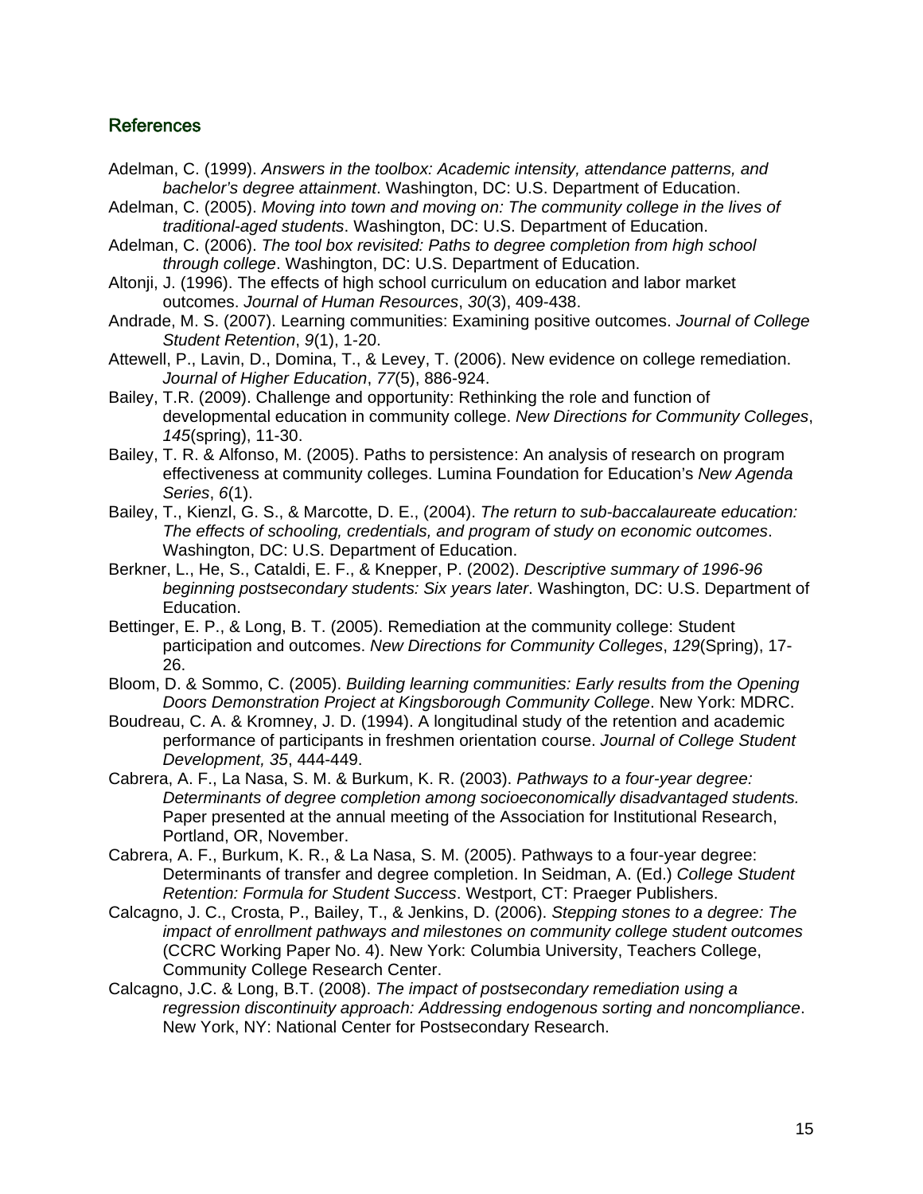## References

Adelman, C. (1999). *Answers in the toolbox: Academic intensity, attendance patterns, and bachelor's degree attainment*. Washington, DC: U.S. Department of Education.

Adelman, C. (2005). *Moving into town and moving on: The community college in the lives of traditional-aged students*. Washington, DC: U.S. Department of Education.

Adelman, C. (2006). *The tool box revisited: Paths to degree completion from high school through college*. Washington, DC: U.S. Department of Education.

Altonji, J. (1996). The effects of high school curriculum on education and labor market outcomes. *Journal of Human Resources*, *30*(3), 409-438.

Andrade, M. S. (2007). Learning communities: Examining positive outcomes. *Journal of College Student Retention*, *9*(1), 1-20.

Attewell, P., Lavin, D., Domina, T., & Levey, T. (2006). New evidence on college remediation. *Journal of Higher Education*, *77*(5), 886-924.

Bailey, T.R. (2009). Challenge and opportunity: Rethinking the role and function of developmental education in community college. *New Directions for Community Colleges*, *145*(spring), 11-30.

Bailey, T. R. & Alfonso, M. (2005). Paths to persistence: An analysis of research on program effectiveness at community colleges. Lumina Foundation for Education's *New Agenda Series*, *6*(1).

Bailey, T., Kienzl, G. S., & Marcotte, D. E., (2004). *The return to sub-baccalaureate education: The effects of schooling, credentials, and program of study on economic outcomes*. Washington, DC: U.S. Department of Education.

Berkner, L., He, S., Cataldi, E. F., & Knepper, P. (2002). *Descriptive summary of 1996-96 beginning postsecondary students: Six years later*. Washington, DC: U.S. Department of Education.

Bettinger, E. P., & Long, B. T. (2005). Remediation at the community college: Student participation and outcomes. *New Directions for Community Colleges*, *129*(Spring), 17-26.

Bloom, D. & Sommo, C. (2005). *Building learning communities: Early results from the Opening Doors Demonstration Project at Kingsborough Community College*. New York: MDRC.

Boudreau, C. A. & Kromney, J. D. (1994). A longitudinal study of the retention and academic performance of participants in freshmen orientation course. *Journal of College Student Development, 35*, 444-449.

Cabrera, A. F., La Nasa, S. M. & Burkum, K. R. (2003). *Pathways to a four-year degree: Determinants of degree completion among socioeconomically disadvantaged students.* Paper presented at the annual meeting of the Association for Institutional Research, Portland, OR, November.

Cabrera, A. F., Burkum, K. R., & La Nasa, S. M. (2005). Pathways to a four-year degree: Determinants of transfer and degree completion. In Seidman, A. (Ed.) *College Student Retention: Formula for Student Success*. Westport, CT: Praeger Publishers.

Calcagno, J. C., Crosta, P., Bailey, T., & Jenkins, D. (2006). *Stepping stones to a degree: The impact of enrollment pathways and milestones on community college student outcomes* (CCRC Working Paper No. 4). New York: Columbia University, Teachers College, Community College Research Center.

Calcagno, J.C. & Long, B.T. (2008). *The impact of postsecondary remediation using a regression discontinuity approach: Addressing endogenous sorting and noncompliance*. New York, NY: National Center for Postsecondary Research.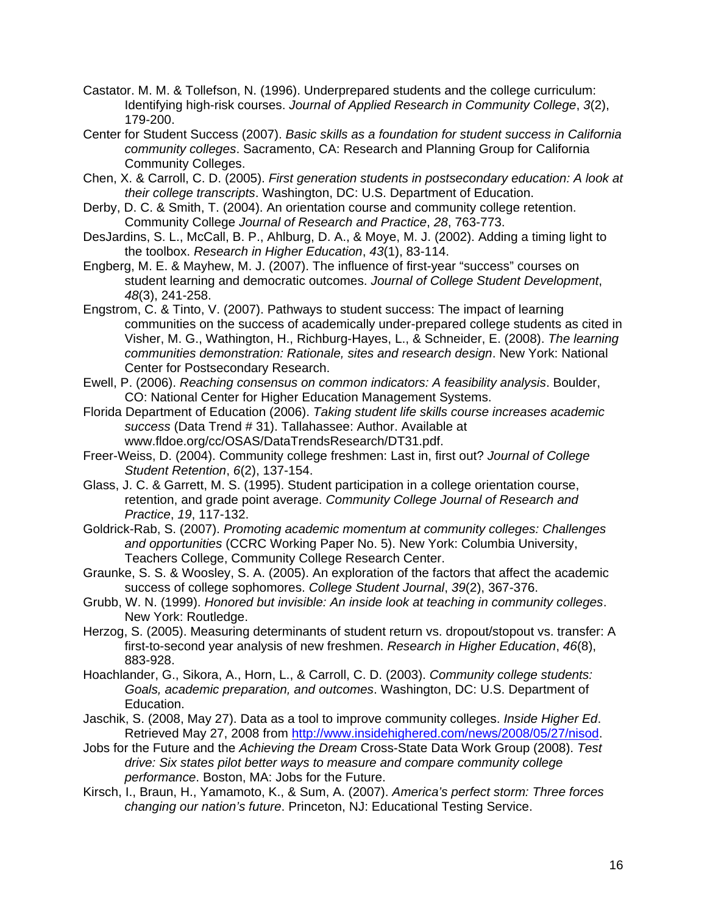Castator. M. M. & Tollefson, N. (1996). Underprepared students and the college curriculum: Identifying high-risk courses. *Journal of Applied Research in Community College*, *3*(2), 179-200.

Center for Student Success (2007). *Basic skills as a foundation for student success in California community colleges*. Sacramento, CA: Research and Planning Group for California Community Colleges.

Chen, X. & Carroll, C. D. (2005). *First generation students in postsecondary education: A look at their college transcripts*. Washington, DC: U.S. Department of Education.

Derby, D. C. & Smith, T. (2004). An orientation course and community college retention. Community College *Journal of Research and Practice*, *28*, 763-773.

DesJardins, S. L., McCall, B. P., Ahlburg, D. A., & Moye, M. J. (2002). Adding a timing light to the toolbox. *Research in Higher Education*, *43*(1), 83-114.

Engberg, M. E. & Mayhew, M. J. (2007). The influence of first-year "success" courses on student learning and democratic outcomes. *Journal of College Student Development*, *48*(3), 241-258.

Engstrom, C. & Tinto, V. (2007). Pathways to student success: The impact of learning communities on the success of academically under-prepared college students as cited in Visher, M. G., Wathington, H., Richburg-Hayes, L., & Schneider, E. (2008). *The learning communities demonstration: Rationale, sites and research design*. New York: National Center for Postsecondary Research.

Ewell, P. (2006). *Reaching consensus on common indicators: A feasibility analysis*. Boulder, CO: National Center for Higher Education Management Systems.

Florida Department of Education (2006). *Taking student life skills course increases academic success* (Data Trend # 31). Tallahassee: Author. Available at www.fldoe.org/cc/OSAS/DataTrendsResearch/DT31.pdf.

Freer-Weiss, D. (2004). Community college freshmen: Last in, first out? *Journal of College Student Retention*, *6*(2), 137-154.

Glass, J. C. & Garrett, M. S. (1995). Student participation in a college orientation course, retention, and grade point average. *Community College Journal of Research and Practice*, *19*, 117-132.

Goldrick-Rab, S. (2007). *Promoting academic momentum at community colleges: Challenges and opportunities* (CCRC Working Paper No. 5). New York: Columbia University, Teachers College, Community College Research Center.

Graunke, S. S. & Woosley, S. A. (2005). An exploration of the factors that affect the academic success of college sophomores. *College Student Journal*, *39*(2), 367-376.

Grubb, W. N. (1999). *Honored but invisible: An inside look at teaching in community colleges*. New York: Routledge.

Herzog, S. (2005). Measuring determinants of student return vs. dropout/stopout vs. transfer: A first-to-second year analysis of new freshmen. *Research in Higher Education*, *46*(8), 883-928.

Hoachlander, G., Sikora, A., Horn, L., & Carroll, C. D. (2003). *Community college students: Goals, academic preparation, and outcomes*. Washington, DC: U.S. Department of Education.

Jaschik, S. (2008, May 27). Data as a tool to improve community colleges. *Inside Higher Ed*. Retrieved May 27, 2008 from http://www.insidehighered.com/news/2008/05/27/nisod.

Jobs for the Future and the *Achieving the Dream* Cross-State Data Work Group (2008). *Test drive: Six states pilot better ways to measure and compare community college performance*. Boston, MA: Jobs for the Future.

Kirsch, I., Braun, H., Yamamoto, K., & Sum, A. (2007). *America's perfect storm: Three forces changing our nation's future*. Princeton, NJ: Educational Testing Service.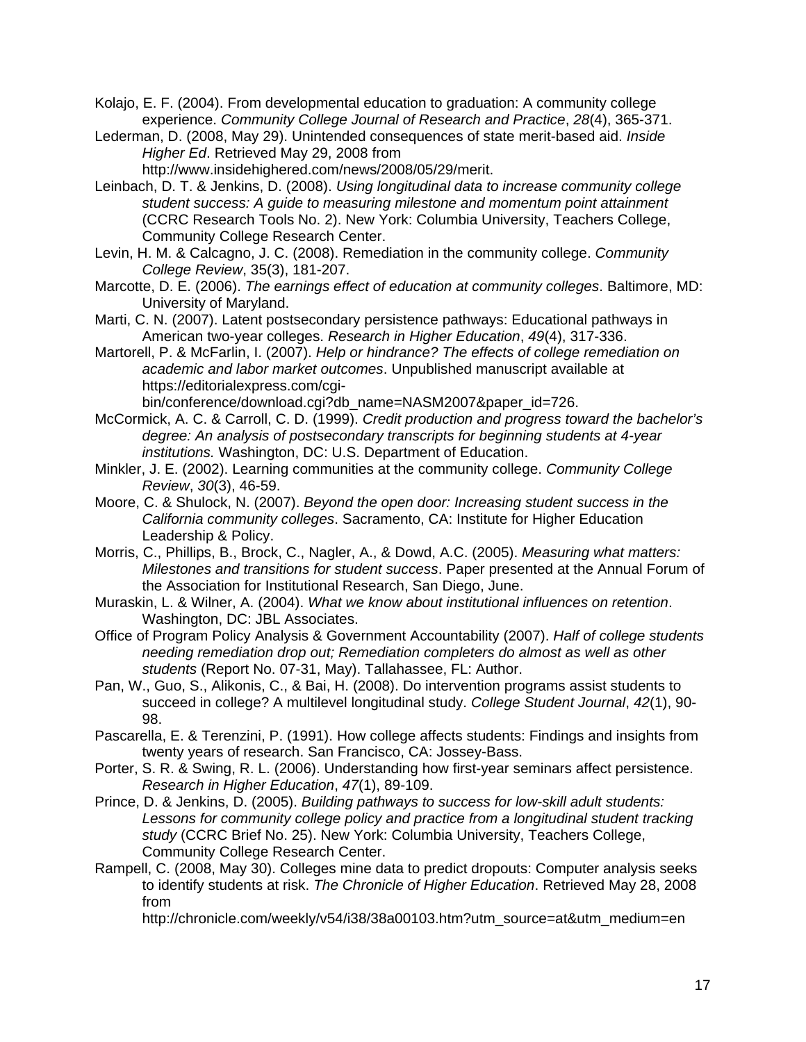Kolajo, E. F. (2004). From developmental education to graduation: A community college experience. *Community College Journal of Research and Practice*, *28*(4), 365-371.

Lederman, D. (2008, May 29). Unintended consequences of state merit-based aid. *Inside Higher Ed*. Retrieved May 29, 2008 from http://www.insidehighered.com/news/2008/05/29/merit.

Leinbach, D. T. & Jenkins, D. (2008). *Using longitudinal data to increase community college student success: A guide to measuring milestone and momentum point attainment* (CCRC Research Tools No. 2). New York: Columbia University, Teachers College, Community College Research Center.

Levin, H. M. & Calcagno, J. C. (2008). Remediation in the community college. *Community College Review*, 35(3), 181-207.

Marcotte, D. E. (2006). *The earnings effect of education at community colleges*. Baltimore, MD: University of Maryland.

Marti, C. N. (2007). Latent postsecondary persistence pathways: Educational pathways in American two-year colleges. *Research in Higher Education*, *49*(4), 317-336.

Martorell, P. & McFarlin, I. (2007). *Help or hindrance? The effects of college remediation on academic and labor market outcomes*. Unpublished manuscript available at https://editorialexpress.com/cgi-bin/conference/download.cgi?db_name=NASM2007&paper_id=726.

McCormick, A. C. & Carroll, C. D. (1999). *Credit production and progress toward the bachelor's degree: An analysis of postsecondary transcripts for beginning students at 4-year institutions.* Washington, DC: U.S. Department of Education.

Minkler, J. E. (2002). Learning communities at the community college. *Community College Review*, *30*(3), 46-59.

Moore, C. & Shulock, N. (2007). *Beyond the open door: Increasing student success in the California community colleges*. Sacramento, CA: Institute for Higher Education Leadership & Policy.

Morris, C., Phillips, B., Brock, C., Nagler, A., & Dowd, A.C. (2005). *Measuring what matters: Milestones and transitions for student success*. Paper presented at the Annual Forum of the Association for Institutional Research, San Diego, June.

Muraskin, L. & Wilner, A. (2004). *What we know about institutional influences on retention*. Washington, DC: JBL Associates.

Office of Program Policy Analysis & Government Accountability (2007). *Half of college students needing remediation drop out; Remediation completers do almost as well as other students* (Report No. 07-31, May). Tallahassee, FL: Author.

Pan, W., Guo, S., Alikonis, C., & Bai, H. (2008). Do intervention programs assist students to succeed in college? A multilevel longitudinal study. *College Student Journal*, *42*(1), 90-98.

Pascarella, E. & Terenzini, P. (1991). How college affects students: Findings and insights from twenty years of research. San Francisco, CA: Jossey-Bass.

Porter, S. R. & Swing, R. L. (2006). Understanding how first-year seminars affect persistence. *Research in Higher Education*, *47*(1), 89-109.

Prince, D. & Jenkins, D. (2005). *Building pathways to success for low-skill adult students: Lessons for community college policy and practice from a longitudinal student tracking study* (CCRC Brief No. 25). New York: Columbia University, Teachers College, Community College Research Center.

Rampell, C. (2008, May 30). Colleges mine data to predict dropouts: Computer analysis seeks to identify students at risk. *The Chronicle of Higher Education*. Retrieved May 28, 2008 from http://chronicle.com/weekly/v54/i38/38a00103.htm?utm_source=at&utm_medium=en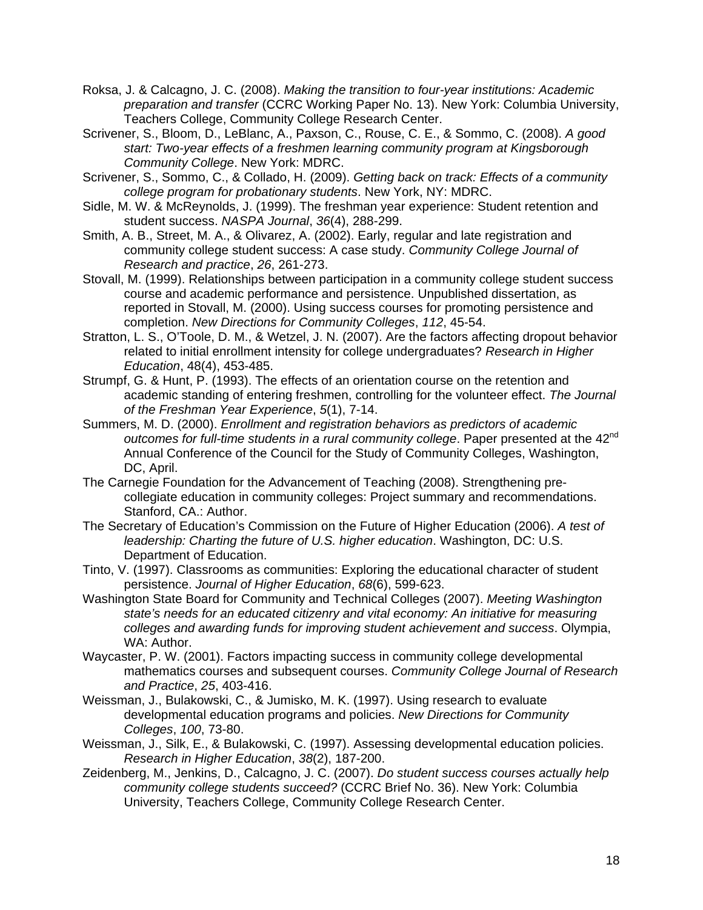Roksa, J. & Calcagno, J. C. (2008). *Making the transition to four-year institutions: Academic preparation and transfer* (CCRC Working Paper No. 13). New York: Columbia University, Teachers College, Community College Research Center.

Scrivener, S., Bloom, D., LeBlanc, A., Paxson, C., Rouse, C. E., & Sommo, C. (2008). *A good start: Two-year effects of a freshmen learning community program at Kingsborough Community College*. New York: MDRC.

Scrivener, S., Sommo, C., & Collado, H. (2009). *Getting back on track: Effects of a community college program for probationary students*. New York, NY: MDRC.

Sidle, M. W. & McReynolds, J. (1999). The freshman year experience: Student retention and student success. *NASPA Journal*, *36*(4), 288-299.

Smith, A. B., Street, M. A., & Olivarez, A. (2002). Early, regular and late registration and community college student success: A case study. *Community College Journal of Research and practice*, *26*, 261-273.

Stovall, M. (1999). Relationships between participation in a community college student success course and academic performance and persistence. Unpublished dissertation, as reported in Stovall, M. (2000). Using success courses for promoting persistence and completion. *New Directions for Community Colleges*, *112*, 45-54.

Stratton, L. S., O'Toole, D. M., & Wetzel, J. N. (2007). Are the factors affecting dropout behavior related to initial enrollment intensity for college undergraduates? *Research in Higher Education*, 48(4), 453-485.

Strumpf, G. & Hunt, P. (1993). The effects of an orientation course on the retention and academic standing of entering freshmen, controlling for the volunteer effect. *The Journal of the Freshman Year Experience*, *5*(1), 7-14.

Summers, M. D. (2000). *Enrollment and registration behaviors as predictors of academic outcomes for full-time students in a rural community college*. Paper presented at the 42nd Annual Conference of the Council for the Study of Community Colleges, Washington, DC, April.

The Carnegie Foundation for the Advancement of Teaching (2008). Strengthening pre-collegiate education in community colleges: Project summary and recommendations. Stanford, CA.: Author.

The Secretary of Education's Commission on the Future of Higher Education (2006). *A test of leadership: Charting the future of U.S. higher education*. Washington, DC: U.S. Department of Education.

Tinto, V. (1997). Classrooms as communities: Exploring the educational character of student persistence. *Journal of Higher Education*, *68*(6), 599-623.

Washington State Board for Community and Technical Colleges (2007). *Meeting Washington state's needs for an educated citizenry and vital economy: An initiative for measuring colleges and awarding funds for improving student achievement and success*. Olympia, WA: Author.

Waycaster, P. W. (2001). Factors impacting success in community college developmental mathematics courses and subsequent courses. *Community College Journal of Research and Practice*, *25*, 403-416.

Weissman, J., Bulakowski, C., & Jumisko, M. K. (1997). Using research to evaluate developmental education programs and policies. *New Directions for Community Colleges*, *100*, 73-80.

Weissman, J., Silk, E., & Bulakowski, C. (1997). Assessing developmental education policies. *Research in Higher Education*, *38*(2), 187-200.

Zeidenberg, M., Jenkins, D., Calcagno, J. C. (2007). *Do student success courses actually help community college students succeed?* (CCRC Brief No. 36). New York: Columbia University, Teachers College, Community College Research Center.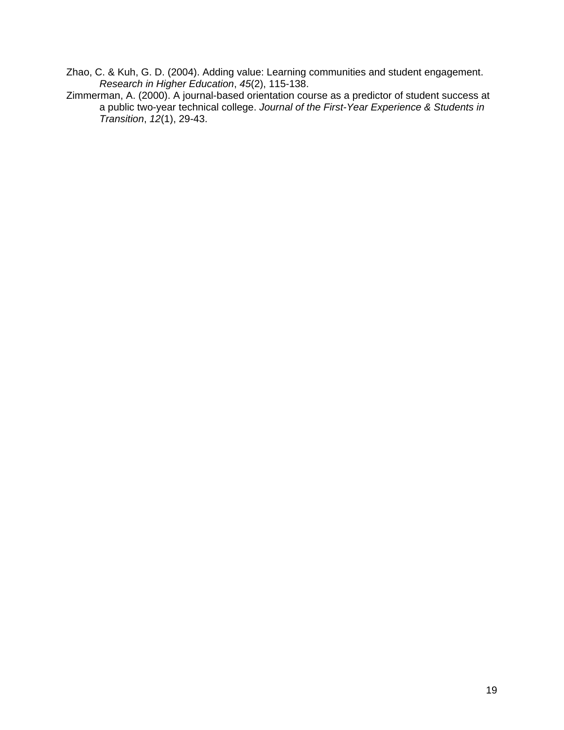Zhao, C. & Kuh, G. D. (2004). Adding value: Learning communities and student engagement. *Research in Higher Education*, *45*(2), 115-138.

Zimmerman, A. (2000). A journal-based orientation course as a predictor of student success at a public two-year technical college. *Journal of the First-Year Experience & Students in Transition*, *12*(1), 29-43.